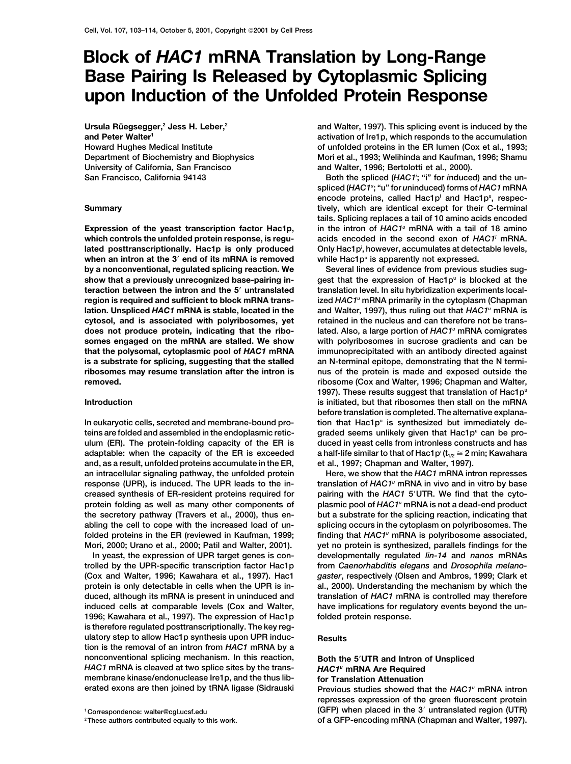# Block of *HAC1* mRNA Translation by Long-Range Base Pairing Is Released by Cytoplasmic Splicing upon Induction of the Unfolded Protein Response

**Ursula Rüegsegger,[2] Jess H. Leber,[2] and Peter Walter[1]**
Howard Hughes Medical Institute
Department of Biochemistry and Biophysics
University of California, San Francisco
San Francisco, California 94143

## Summary

**Expression of the yeast transcription factor Hac1p, which controls the unfolded protein response, is regulated posttranscriptionally. Hac1p is only produced when an intron at the 3′ end of its mRNA is removed by a nonconventional, regulated splicing reaction. We show that a previously unrecognized base-pairing interaction between the intron and the 5′ untranslated region is required and sufficient to block mRNA translation. Unspliced *HAC1* mRNA is stable, located in the cytosol, and is associated with polyribosomes, yet does not produce protein, indicating that the ribosomes engaged on the mRNA are stalled. We show that the polysomal, cytoplasmic pool of *HAC1* mRNA is a substrate for splicing, suggesting that the stalled ribosomes may resume translation after the intron is removed.**

## Introduction

In eukaryotic cells, secreted and membrane-bound proteins are folded and assembled in the endoplasmic reticulum (ER). The protein-folding capacity of the ER is adaptable: when the capacity of the ER is exceeded and, as a result, unfolded proteins accumulate in the ER, an intracellular signaling pathway, the unfolded protein response (UPR), is induced. The UPR leads to the increased synthesis of ER-resident proteins required for protein folding as well as many other components of the secretory pathway (Travers et al., 2000), thus enabling the cell to cope with the increased load of unfolded proteins in the ER (reviewed in Kaufman, 1999; Mori, 2000; Urano et al., 2000; Patil and Walter, 2001).

In yeast, the expression of UPR target genes is controlled by the UPR-specific transcription factor Hac1p (Cox and Walter, 1996; Kawahara et al., 1997). Hac1 protein is only detectable in cells when the UPR is induced, although its mRNA is present in uninduced and induced cells at comparable levels (Cox and Walter, 1996; Kawahara et al., 1997). The expression of Hac1p is therefore regulated posttranscriptionally. The key regulatory step to allow Hac1p synthesis upon UPR induction is the removal of an intron from *HAC1* mRNA by a nonconventional splicing mechanism. In this reaction, *HAC1* mRNA is cleaved at two splice sites by the transmembrane kinase/endonuclease Ire1p, and the thus liberated exons are then joined by tRNA ligase (Sidrauski and Walter, 1997). This splicing event is induced by the activation of Ire1p, which responds to the accumulation of unfolded proteins in the ER lumen (Cox et al., 1993; Mori et al., 1993; Welihinda and Kaufman, 1996; Shamu and Walter, 1996; Bertolotti et al., 2000).

Both the spliced (*HAC1$^i$*; "i" for *i*nduced) and the unspliced (*HAC1$^u$*; "u" for *u*ninduced) forms of *HAC1* mRNA encode proteins, called Hac1p$^i$ and Hac1p$^u$, respectively, which are identical except for their C-terminal tails. Splicing replaces a tail of 10 amino acids encoded in the intron of *HAC1$^u$* mRNA with a tail of 18 amino acids encoded in the second exon of *HAC1$^i$* mRNA. Only Hac1p$^i$, however, accumulates at detectable levels, while Hac1p$^u$ is apparently not expressed.

Several lines of evidence from previous studies suggest that the expression of Hac1p$^u$ is blocked at the translation level. In situ hybridization experiments localized *HAC1$^u$* mRNA primarily in the cytoplasm (Chapman and Walter, 1997), thus ruling out that *HAC1$^u$* mRNA is retained in the nucleus and can therefore not be translated. Also, a large portion of *HAC1$^u$* mRNA comigrates with polyribosomes in sucrose gradients and can be immunoprecipitated with an antibody directed against an N-terminal epitope, demonstrating that the N terminus of the protein is made and exposed outside the ribosome (Cox and Walter, 1996; Chapman and Walter, 1997). These results suggest that translation of Hac1p$^u$ is initiated, but that ribosomes then stall on the mRNA before translation is completed. The alternative explanation that Hac1p$^u$ is synthesized but immediately degraded seems unlikely given that Hac1p$^u$ can be produced in yeast cells from intronless constructs and has a half-life similar to that of Hac1p$^i$ ($t_{1/2} \cong 2$ min; Kawahara et al., 1997; Chapman and Walter, 1997).

Here, we show that the *HAC1* mRNA intron represses translation of *HAC1$^u$* mRNA in vivo and in vitro by base pairing with the *HAC1* 5′UTR. We find that the cytoplasmic pool of *HAC1$^u$* mRNA is not a dead-end product but a substrate for the splicing reaction, indicating that splicing occurs in the cytoplasm on polyribosomes. The finding that *HAC1$^u$* mRNA is polyribosome associated, yet no protein is synthesized, parallels findings for the developmentally regulated *lin-14* and *nanos* mRNAs from *Caenorhabditis elegans* and *Drosophila melanogaster*, respectively (Olsen and Ambros, 1999; Clark et al., 2000). Understanding the mechanism by which the translation of *HAC1* mRNA is controlled may therefore have implications for regulatory events beyond the unfolded protein response.

## Results

### Both the 5′UTR and Intron of Unspliced *HAC1$^u$* mRNA Are Required for Translation Attenuation

Previous studies showed that the *HAC1$^u$* mRNA intron represses expression of the green fluorescent protein (GFP) when placed in the 3′ untranslated region (UTR) of a GFP-encoding mRNA (Chapman and Walter, 1997).

[1] Correspondence: walter@cgl.ucsf.edu
[2] These authors contributed equally to this work.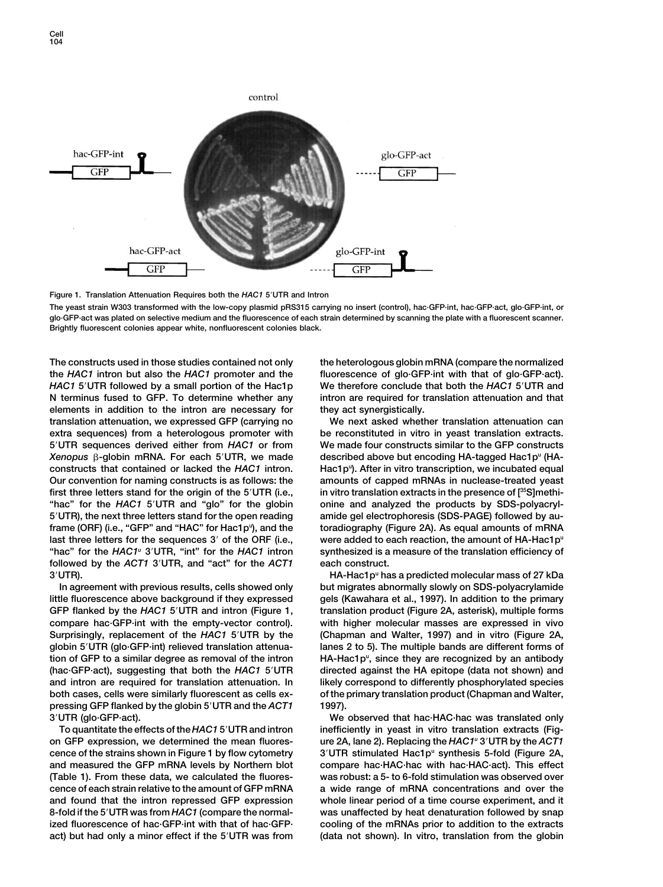Figure 1. Translation Attenuation Requires both the *HAC1* 5′UTR and Intron

The yeast strain W303 transformed with the low-copy plasmid pRS315 carrying no insert (control), hac·GFP·int, hac·GFP·act, glo·GFP·int, or glo·GFP·act was plated on selective medium and the fluorescence of each strain determined by scanning the plate with a fluorescent scanner. Brightly fluorescent colonies appear white, nonfluorescent colonies black.

The constructs used in those studies contained not only the *HAC1* intron but also the *HAC1* promoter and the *HAC1* 5′UTR followed by a small portion of the Hac1p N terminus fused to GFP. To determine whether any elements in addition to the intron are necessary for translation attenuation, we expressed GFP (carrying no extra sequences) from a heterologous promoter with 5′UTR sequences derived either from *HAC1* or from *Xenopus* β-globin mRNA. For each 5′UTR, we made constructs that contained or lacked the *HAC1* intron. Our convention for naming constructs is as follows: the first three letters stand for the origin of the 5′UTR (i.e., "hac" for the *HAC1* 5′UTR and "glo" for the globin 5′UTR), the next three letters stand for the open reading frame (ORF) (i.e., "GFP" and "HAC" for Hac1p$^{u}$), and the last three letters for the sequences 3′ of the ORF (i.e., "hac" for the *HAC1$^{u}$* 3′UTR, "int" for the *HAC1* intron followed by the *ACT1* 3′UTR, and "act" for the *ACT1* 3′UTR).

In agreement with previous results, cells showed only little fluorescence above background if they expressed GFP flanked by the *HAC1* 5′UTR and intron (Figure 1, compare hac·GFP·int with the empty-vector control). Surprisingly, replacement of the *HAC1* 5′UTR by the globin 5′UTR (glo·GFP·int) relieved translation attenuation of GFP to a similar degree as removal of the intron (hac·GFP·act), suggesting that both the *HAC1* 5′UTR and intron are required for translation attenuation. In both cases, cells were similarly fluorescent as cells expressing GFP flanked by the globin 5′UTR and the *ACT1* 3′UTR (glo·GFP·act).

To quantitate the effects of the *HAC1* 5′UTR and intron on GFP expression, we determined the mean fluorescence of the strains shown in Figure 1 by flow cytometry and measured the GFP mRNA levels by Northern blot (Table 1). From these data, we calculated the fluorescence of each strain relative to the amount of GFP mRNA and found that the intron repressed GFP expression 8-fold if the 5′UTR was from *HAC1* (compare the normalized fluorescence of hac·GFP·int with that of hac·GFP·act) but had only a minor effect if the 5′UTR was from the heterologous globin mRNA (compare the normalized fluorescence of glo·GFP·int with that of glo·GFP·act). We therefore conclude that both the *HAC1* 5′UTR and intron are required for translation attenuation and that they act synergistically.

We next asked whether translation attenuation can be reconstituted in vitro in yeast translation extracts. We made four constructs similar to the GFP constructs described above but encoding HA-tagged Hac1p$^{u}$ (HA-Hac1p$^{u}$). After in vitro transcription, we incubated equal amounts of capped mRNAs in nuclease-treated yeast in vitro translation extracts in the presence of [$^{35}$S]methionine and analyzed the products by SDS-polyacrylamide gel electrophoresis (SDS-PAGE) followed by autoradiography (Figure 2A). As equal amounts of mRNA were added to each reaction, the amount of HA-Hac1p$^{u}$ synthesized is a measure of the translation efficiency of each construct.

HA-Hac1p$^{u}$ has a predicted molecular mass of 27 kDa but migrates abnormally slowly on SDS-polyacrylamide gels (Kawahara et al., 1997). In addition to the primary translation product (Figure 2A, asterisk), multiple forms with higher molecular masses are expressed in vivo (Chapman and Walter, 1997) and in vitro (Figure 2A, lanes 2 to 5). The multiple bands are different forms of HA-Hac1p$^{u}$, since they are recognized by an antibody directed against the HA epitope (data not shown) and likely correspond to differently phosphorylated species of the primary translation product (Chapman and Walter, 1997).

We observed that hac·HAC·hac was translated only inefficiently in yeast in vitro translation extracts (Figure 2A, lane 2). Replacing the *HAC1$^{u}$* 3′UTR by the *ACT1* 3′UTR stimulated Hac1p$^{u}$ synthesis 5-fold (Figure 2A, compare hac·HAC·hac with hac·HAC·act). This effect was robust: a 5- to 6-fold stimulation was observed over a wide range of mRNA concentrations and over the whole linear period of a time course experiment, and it was unaffected by heat denaturation followed by snap cooling of the mRNAs prior to addition to the extracts (data not shown). In vitro, translation from the globin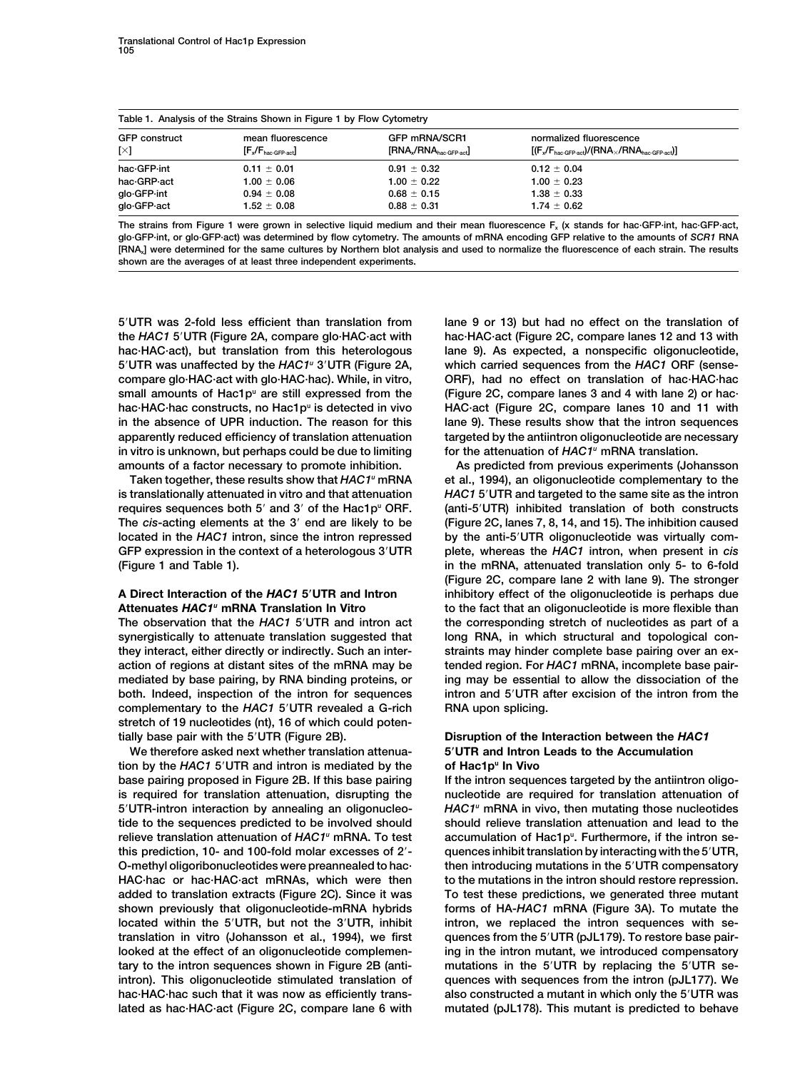**Table 1. Analysis of the Strains Shown in Figure 1 by Flow Cytometry**

| GFP construct $[\times]$ | mean fluorescence $[F_x/F_{hac\cdot GFP\cdot act}]$ | GFP mRNA/SCR1 $[RNA_x/RNA_{hac\cdot GFP\cdot act}]$ | normalized fluorescence $[(F_x/F_{hac\cdot GFP\cdot act})/(RNA_{\times}/RNA_{hac\cdot GFP\cdot act})]$ |
|---|---|---|---|
| hac·GFP·int | 0.11 ± 0.01 | 0.91 ± 0.32 | 0.12 ± 0.04 |
| hac·GRP·act | 1.00 ± 0.06 | 1.00 ± 0.22 | 1.00 ± 0.23 |
| glo·GFP·int | 0.94 ± 0.08 | 0.68 ± 0.15 | 1.38 ± 0.33 |
| glo·GFP·act | 1.52 ± 0.08 | 0.88 ± 0.31 | 1.74 ± 0.62 |

The strains from Figure 1 were grown in selective liquid medium and their mean fluorescence $F_x$ (x stands for hac·GFP·int, hac·GFP·act, glo·GFP·int, or glo·GFP·act) was determined by flow cytometry. The amounts of mRNA encoding GFP relative to the amounts of *SCR1* RNA [$RNA_x$] were determined for the same cultures by Northern blot analysis and used to normalize the fluorescence of each strain. The results shown are the averages of at least three independent experiments.

5′UTR was 2-fold less efficient than translation from the *HAC1* 5′UTR (Figure 2A, compare glo·HAC·act with hac·HAC·act), but translation from this heterologous 5′UTR was unaffected by the *HAC1$^u$* 3′UTR (Figure 2A, compare glo·HAC·act with glo·HAC·hac). While, in vitro, small amounts of Hac1p$^u$ are still expressed from the hac·HAC·hac constructs, no Hac1p$^u$ is detected in vivo in the absence of UPR induction. The reason for this apparently reduced efficiency of translation attenuation in vitro is unknown, but perhaps could be due to limiting amounts of a factor necessary to promote inhibition.

Taken together, these results show that *HAC1$^u$* mRNA is translationally attenuated in vitro and that attenuation requires sequences both 5′ and 3′ of the Hac1p$^u$ ORF. The *cis*-acting elements at the 3′ end are likely to be located in the *HAC1* intron, since the intron repressed GFP expression in the context of a heterologous 3′UTR (Figure 1 and Table 1).

## A Direct Interaction of the *HAC1* 5′UTR and Intron Attenuates *HAC1$^u$* mRNA Translation In Vitro

The observation that the *HAC1* 5′UTR and intron act synergistically to attenuate translation suggested that they interact, either directly or indirectly. Such an interaction of regions at distant sites of the mRNA may be mediated by base pairing, by RNA binding proteins, or both. Indeed, inspection of the intron for sequences complementary to the *HAC1* 5′UTR revealed a G-rich stretch of 19 nucleotides (nt), 16 of which could potentially base pair with the 5′UTR (Figure 2B).

We therefore asked next whether translation attenuation by the *HAC1* 5′UTR and intron is mediated by the base pairing proposed in Figure 2B. If this base pairing is required for translation attenuation, disrupting the 5′UTR-intron interaction by annealing an oligonucleotide to the sequences predicted to be involved should relieve translation attenuation of *HAC1$^u$* mRNA. To test this prediction, 10- and 100-fold molar excesses of 2′-O-methyl oligoribonucleotides were preannealed to hac·HAC·hac or hac·HAC·act mRNAs, which were then added to translation extracts (Figure 2C). Since it was shown previously that oligonucleotide-mRNA hybrids located within the 5′UTR, but not the 3′UTR, inhibit translation in vitro (Johansson et al., 1994), we first looked at the effect of an oligonucleotide complementary to the intron sequences shown in Figure 2B (anti-intron). This oligonucleotide stimulated translation of hac·HAC·hac such that it was now as efficiently translated as hac·HAC·act (Figure 2C, compare lane 6 with lane 9 or 13) but had no effect on the translation of hac·HAC·act (Figure 2C, compare lanes 12 and 13 with lane 9). As expected, a nonspecific oligonucleotide, which carried sequences from the *HAC1* ORF (sense-ORF), had no effect on translation of hac·HAC·hac (Figure 2C, compare lanes 3 and 4 with lane 2) or hac·HAC·act (Figure 2C, compare lanes 10 and 11 with lane 9). These results show that the intron sequences targeted by the antiintron oligonucleotide are necessary for the attenuation of *HAC1$^u$* mRNA translation.

As predicted from previous experiments (Johansson et al., 1994), an oligonucleotide complementary to the *HAC1* 5′UTR and targeted to the same site as the intron (anti-5′UTR) inhibited translation of both constructs (Figure 2C, lanes 7, 8, 14, and 15). The inhibition caused by the anti-5′UTR oligonucleotide was virtually complete, whereas the *HAC1* intron, when present in *cis* in the mRNA, attenuated translation only 5- to 6-fold (Figure 2C, compare lane 2 with lane 9). The stronger inhibitory effect of the oligonucleotide is perhaps due to the fact that an oligonucleotide is more flexible than the corresponding stretch of nucleotides as part of a long RNA, in which structural and topological constraints may hinder complete base pairing over an extended region. For *HAC1* mRNA, incomplete base pairing may be essential to allow the dissociation of the intron and 5′UTR after excision of the intron from the RNA upon splicing.

## Disruption of the Interaction between the *HAC1* 5′UTR and Intron Leads to the Accumulation of Hac1p$^u$ In Vivo

If the intron sequences targeted by the antiintron oligonucleotide are required for translation attenuation of *HAC1$^u$* mRNA in vivo, then mutating those nucleotides should relieve translation attenuation and lead to the accumulation of Hac1p$^u$. Furthermore, if the intron sequences inhibit translation by interacting with the 5′UTR, then introducing mutations in the 5′UTR compensatory to the mutations in the intron should restore repression. To test these predictions, we generated three mutant forms of HA-*HAC1* mRNA (Figure 3A). To mutate the intron, we replaced the intron sequences with sequences from the 5′UTR (pJL179). To restore base pairing in the intron mutant, we introduced compensatory mutations in the 5′UTR by replacing the 5′UTR sequences with sequences from the intron (pJL177). We also constructed a mutant in which only the 5′UTR was mutated (pJL178). This mutant is predicted to behave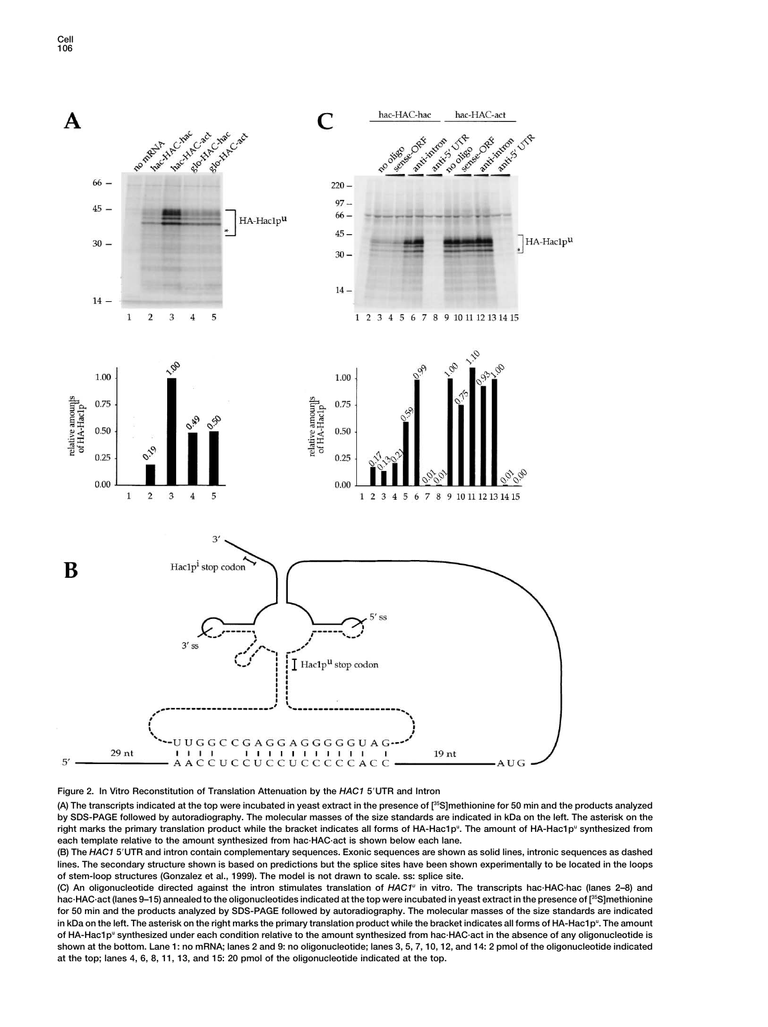Figure 2. In Vitro Reconstitution of Translation Attenuation by the *HAC1* 5′UTR and Intron

(A) The transcripts indicated at the top were incubated in yeast extract in the presence of [$^{35}$S]methionine for 50 min and the products analyzed by SDS-PAGE followed by autoradiography. The molecular masses of the size standards are indicated in kDa on the left. The asterisk on the right marks the primary translation product while the bracket indicates all forms of HA-Hac1p$^u$. The amount of HA-Hac1p$^u$ synthesized from each template relative to the amount synthesized from hac·HAC·act is shown below each lane.

(B) The *HAC1* 5′UTR and intron contain complementary sequences. Exonic sequences are shown as solid lines, intronic sequences as dashed lines. The secondary structure shown is based on predictions but the splice sites have been shown experimentally to be located in the loops of stem-loop structures (Gonzalez et al., 1999). The model is not drawn to scale. ss: splice site.

(C) An oligonucleotide directed against the intron stimulates translation of *HAC1$^u$* in vitro. The transcripts hac·HAC·hac (lanes 2–8) and hac·HAC·act (lanes 9–15) annealed to the oligonucleotides indicated at the top were incubated in yeast extract in the presence of [$^{35}$S]methionine for 50 min and the products analyzed by SDS-PAGE followed by autoradiography. The molecular masses of the size standards are indicated in kDa on the left. The asterisk on the right marks the primary translation product while the bracket indicates all forms of HA-Hac1p$^u$. The amount of HA-Hac1p$^u$ synthesized under each condition relative to the amount synthesized from hac·HAC·act in the absence of any oligonucleotide is shown at the bottom. Lane 1: no mRNA; lanes 2 and 9: no oligonucleotide; lanes 3, 5, 7, 10, 12, and 14: 2 pmol of the oligonucleotide indicated at the top; lanes 4, 6, 8, 11, 13, and 15: 20 pmol of the oligonucleotide indicated at the top.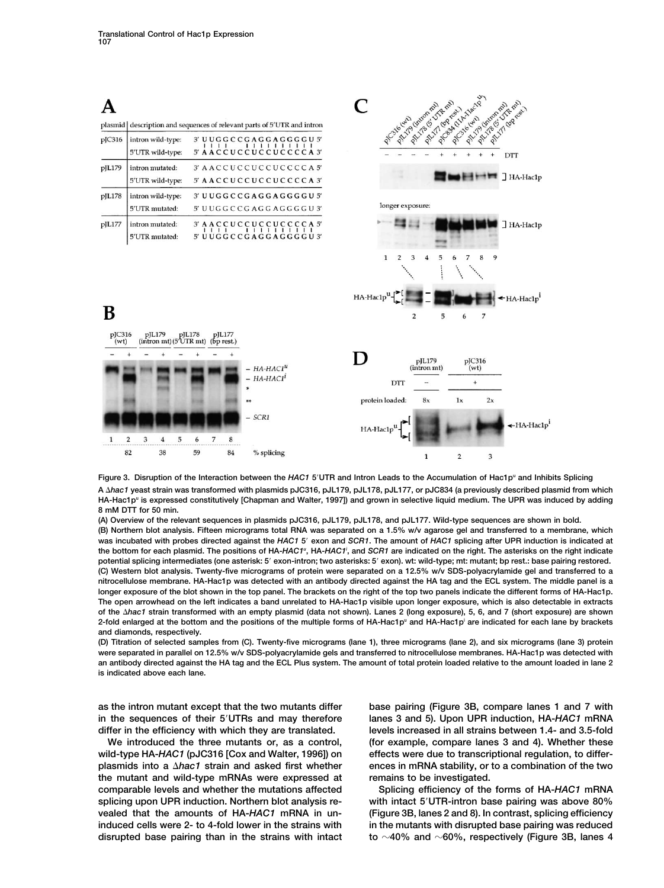Figure 3. Disruption of the Interaction between the *HAC1* 5′UTR and Intron Leads to the Accumulation of Hac1p[u] and Inhibits Splicing

A Δ*hac1* yeast strain was transformed with plasmids pJC316, pJL179, pJL178, pJL177, or pJC834 (a previously described plasmid from which HA-Hac1p[u] is expressed constitutively [Chapman and Walter, 1997]) and grown in selective liquid medium. The UPR was induced by adding 8 mM DTT for 50 min.

(A) Overview of the relevant sequences in plasmids pJC316, pJL179, pJL178, and pJL177. Wild-type sequences are shown in bold.

(B) Northern blot analysis. Fifteen micrograms total RNA was separated on a 1.5% w/v agarose gel and transferred to a membrane, which was incubated with probes directed against the *HAC1* 5′ exon and *SCR1*. The amount of *HAC1* splicing after UPR induction is indicated at the bottom for each plasmid. The positions of HA-*HAC1*[u], HA-*HAC1*[i], and *SCR1* are indicated on the right. The asterisks on the right indicate potential splicing intermediates (one asterisk: 5′ exon-intron; two asterisks: 5′ exon). wt: wild-type; mt: mutant; bp rest.: base pairing restored.

(C) Western blot analysis. Twenty-five micrograms of protein were separated on a 12.5% w/v SDS-polyacrylamide gel and transferred to a nitrocellulose membrane. HA-Hac1p was detected with an antibody directed against the HA tag and the ECL system. The middle panel is a longer exposure of the blot shown in the top panel. The brackets on the right of the top two panels indicate the different forms of HA-Hac1p. The open arrowhead on the left indicates a band unrelated to HA-Hac1p visible upon longer exposure, which is also detectable in extracts of the Δ*hac1* strain transformed with an empty plasmid (data not shown). Lanes 2 (long exposure), 5, 6, and 7 (short exposure) are shown 2-fold enlarged at the bottom and the positions of the multiple forms of HA-Hac1p[u] and HA-Hac1p[i] are indicated for each lane by brackets and diamonds, respectively.

(D) Titration of selected samples from (C). Twenty-five micrograms (lane 1), three micrograms (lane 2), and six micrograms (lane 3) protein were separated in parallel on 12.5% w/v SDS-polyacrylamide gels and transferred to nitrocellulose membranes. HA-Hac1p was detected with an antibody directed against the HA tag and the ECL Plus system. The amount of total protein loaded relative to the amount loaded in lane 2 is indicated above each lane.

as the intron mutant except that the two mutants differ in the sequences of their 5′UTRs and may therefore differ in the efficiency with which they are translated.

We introduced the three mutants or, as a control, wild-type HA-*HAC1* (pJC316 [Cox and Walter, 1996]) on plasmids into a Δ*hac1* strain and asked first whether the mutant and wild-type mRNAs were expressed at comparable levels and whether the mutations affected splicing upon UPR induction. Northern blot analysis revealed that the amounts of HA-*HAC1* mRNA in uninduced cells were 2- to 4-fold lower in the strains with disrupted base pairing than in the strains with intact base pairing (Figure 3B, compare lanes 1 and 7 with lanes 3 and 5). Upon UPR induction, HA-*HAC1* mRNA levels increased in all strains between 1.4- and 3.5-fold (for example, compare lanes 3 and 4). Whether these effects were due to transcriptional regulation, to differences in mRNA stability, or to a combination of the two remains to be investigated.

Splicing efficiency of the forms of HA-*HAC1* mRNA with intact 5′UTR-intron base pairing was above 80% (Figure 3B, lanes 2 and 8). In contrast, splicing efficiency in the mutants with disrupted base pairing was reduced to ~40% and ~60%, respectively (Figure 3B, lanes 4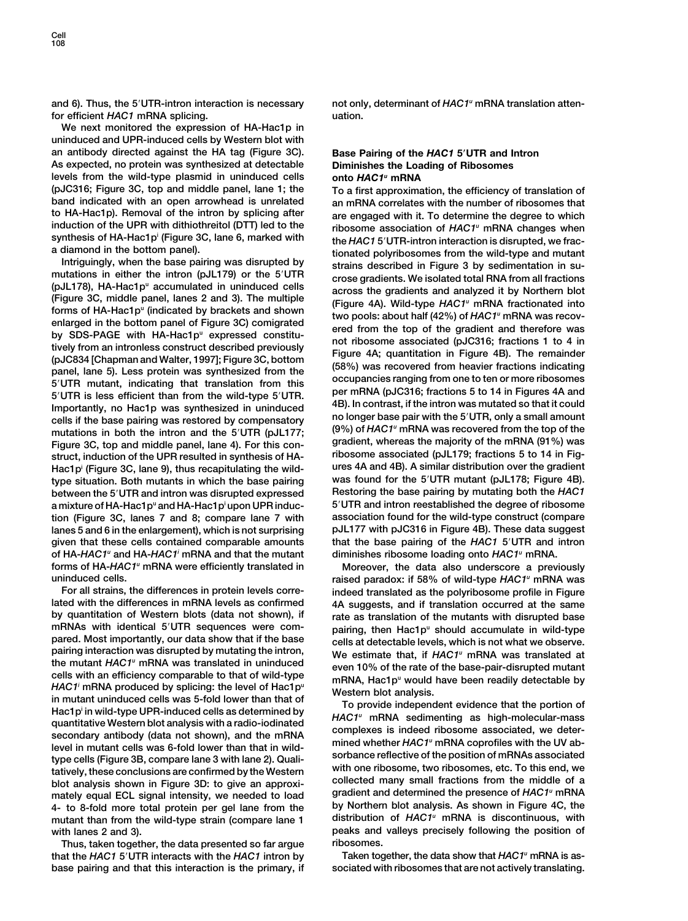and 6). Thus, the 5′UTR-intron interaction is necessary for efficient *HAC1* mRNA splicing.

We next monitored the expression of HA-Hac1p in uninduced and UPR-induced cells by Western blot with an antibody directed against the HA tag (Figure 3C). As expected, no protein was synthesized at detectable levels from the wild-type plasmid in uninduced cells (pJC316; Figure 3C, top and middle panel, lane 1; the band indicated with an open arrowhead is unrelated to HA-Hac1p). Removal of the intron by splicing after induction of the UPR with dithiothreitol (DTT) led to the synthesis of HA-Hac1p$^i$ (Figure 3C, lane 6, marked with a diamond in the bottom panel).

Intriguingly, when the base pairing was disrupted by mutations in either the intron (pJL179) or the 5′UTR (pJL178), HA-Hac1p$^u$ accumulated in uninduced cells (Figure 3C, middle panel, lanes 2 and 3). The multiple forms of HA-Hac1p$^u$ (indicated by brackets and shown enlarged in the bottom panel of Figure 3C) comigrated by SDS-PAGE with HA-Hac1p$^u$ expressed constitutively from an intronless construct described previously (pJC834 [Chapman and Walter, 1997]; Figure 3C, bottom panel, lane 5). Less protein was synthesized from the 5′UTR mutant, indicating that translation from this 5′UTR is less efficient than from the wild-type 5′UTR. Importantly, no Hac1p was synthesized in uninduced cells if the base pairing was restored by compensatory mutations in both the intron and the 5′UTR (pJL177; Figure 3C, top and middle panel, lane 4). For this construct, induction of the UPR resulted in synthesis of HA-Hac1p$^i$ (Figure 3C, lane 9), thus recapitulating the wild-type situation. Both mutants in which the base pairing between the 5′UTR and intron was disrupted expressed a mixture of HA-Hac1p$^u$ and HA-Hac1p$^i$ upon UPR induction (Figure 3C, lanes 7 and 8; compare lane 7 with lanes 5 and 6 in the enlargement), which is not surprising given that these cells contained comparable amounts of HA-*HAC1$^u$* and HA-*HAC1$^i$* mRNA and that the mutant forms of HA-*HAC1$^u$* mRNA were efficiently translated in uninduced cells.

For all strains, the differences in protein levels correlated with the differences in mRNA levels as confirmed by quantitation of Western blots (data not shown), if mRNAs with identical 5′UTR sequences were compared. Most importantly, our data show that if the base pairing interaction was disrupted by mutating the intron, the mutant *HAC1$^u$* mRNA was translated in uninduced cells with an efficiency comparable to that of wild-type *HAC1$^i$* mRNA produced by splicing: the level of Hac1p$^u$ in mutant uninduced cells was 5-fold lower than that of Hac1p$^i$ in wild-type UPR-induced cells as determined by quantitative Western blot analysis with a radio-iodinated secondary antibody (data not shown), and the mRNA level in mutant cells was 6-fold lower than that in wild-type cells (Figure 3B, compare lane 3 with lane 2). Qualitatively, these conclusions are confirmed by the Western blot analysis shown in Figure 3D: to give an approximately equal ECL signal intensity, we needed to load 4- to 8-fold more total protein per gel lane from the mutant than from the wild-type strain (compare lane 1 with lanes 2 and 3).

Thus, taken together, the data presented so far argue that the *HAC1* 5′UTR interacts with the *HAC1* intron by base pairing and that this interaction is the primary, if not only, determinant of *HAC1$^u$* mRNA translation attenuation.

## Base Pairing of the *HAC1* 5′UTR and Intron Diminishes the Loading of Ribosomes onto *HAC1$^u$* mRNA

To a first approximation, the efficiency of translation of an mRNA correlates with the number of ribosomes that are engaged with it. To determine the degree to which ribosome association of *HAC1$^u$* mRNA changes when the *HAC1* 5′UTR-intron interaction is disrupted, we fractionated polyribosomes from the wild-type and mutant strains described in Figure 3 by sedimentation in sucrose gradients. We isolated total RNA from all fractions across the gradients and analyzed it by Northern blot (Figure 4A). Wild-type *HAC1$^u$* mRNA fractionated into two pools: about half (42%) of *HAC1$^u$* mRNA was recovered from the top of the gradient and therefore was not ribosome associated (pJC316; fractions 1 to 4 in Figure 4A; quantitation in Figure 4B). The remainder (58%) was recovered from heavier fractions indicating occupancies ranging from one to ten or more ribosomes per mRNA (pJC316; fractions 5 to 14 in Figures 4A and 4B). In contrast, if the intron was mutated so that it could no longer base pair with the 5′UTR, only a small amount (9%) of *HAC1$^u$* mRNA was recovered from the top of the gradient, whereas the majority of the mRNA (91%) was ribosome associated (pJL179; fractions 5 to 14 in Figures 4A and 4B). A similar distribution over the gradient was found for the 5′UTR mutant (pJL178; Figure 4B). Restoring the base pairing by mutating both the *HAC1* 5′UTR and intron reestablished the degree of ribosome association found for the wild-type construct (compare pJL177 with pJC316 in Figure 4B). These data suggest that the base pairing of the *HAC1* 5′UTR and intron diminishes ribosome loading onto *HAC1$^u$* mRNA.

Moreover, the data also underscore a previously raised paradox: if 58% of wild-type *HAC1$^u$* mRNA was indeed translated as the polyribosome profile in Figure 4A suggests, and if translation occurred at the same rate as translation of the mutants with disrupted base pairing, then Hac1p$^u$ should accumulate in wild-type cells at detectable levels, which is not what we observe. We estimate that, if *HAC1$^u$* mRNA was translated at even 10% of the rate of the base-pair-disrupted mutant mRNA, Hac1p$^u$ would have been readily detectable by Western blot analysis.

To provide independent evidence that the portion of *HAC1$^u$* mRNA sedimenting as high-molecular-mass complexes is indeed ribosome associated, we determined whether *HAC1$^u$* mRNA coprofiles with the UV absorbance reflective of the position of mRNAs associated with one ribosome, two ribosomes, etc. To this end, we collected many small fractions from the middle of a gradient and determined the presence of *HAC1$^u$* mRNA by Northern blot analysis. As shown in Figure 4C, the distribution of *HAC1$^u$* mRNA is discontinuous, with peaks and valleys precisely following the position of ribosomes.

Taken together, the data show that *HAC1$^u$* mRNA is associated with ribosomes that are not actively translating.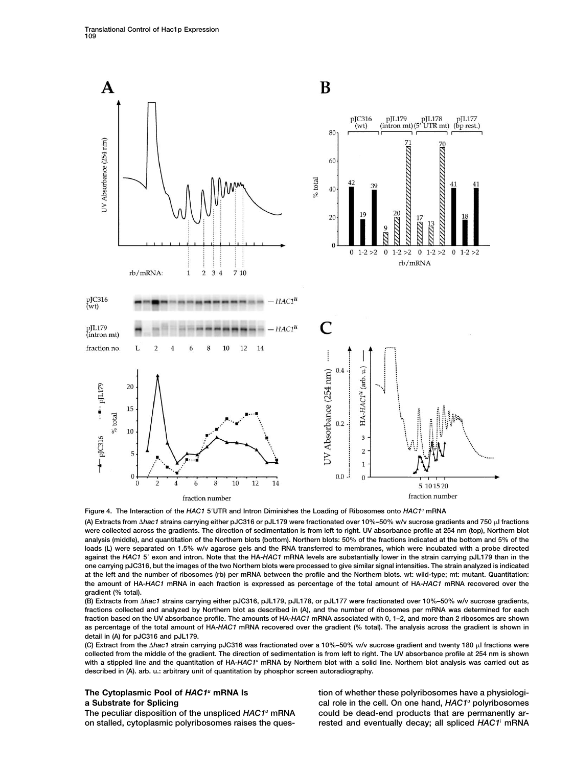Figure 4. The Interaction of the *HAC1* 5′UTR and Intron Diminishes the Loading of Ribosomes onto *HAC1^u* mRNA

(A) Extracts from Δ*hac1* strains carrying either pJC316 or pJL179 were fractionated over 10%–50% w/v sucrose gradients and 750 μl fractions were collected across the gradients. The direction of sedimentation is from left to right. UV absorbance profile at 254 nm (top), Northern blot analysis (middle), and quantitation of the Northern blots (bottom). Northern blots: 50% of the fractions indicated at the bottom and 5% of the loads (L) were separated on 1.5% w/v agarose gels and the RNA transferred to membranes, which were incubated with a probe directed against the *HAC1* 5′ exon and intron. Note that the HA-*HAC1* mRNA levels are substantially lower in the strain carrying pJL179 than in the one carrying pJC316, but the images of the two Northern blots were processed to give similar signal intensities. The strain analyzed is indicated at the left and the number of ribosomes (rb) per mRNA between the profile and the Northern blots. wt: wild-type; mt: mutant. Quantitation: the amount of HA-*HAC1* mRNA in each fraction is expressed as percentage of the total amount of HA-*HAC1* mRNA recovered over the gradient (% total).

(B) Extracts from Δ*hac1* strains carrying either pJC316, pJL179, pJL178, or pJL177 were fractionated over 10%–50% w/v sucrose gradients, fractions collected and analyzed by Northern blot as described in (A), and the number of ribosomes per mRNA was determined for each fraction based on the UV absorbance profile. The amounts of HA-*HAC1* mRNA associated with 0, 1–2, and more than 2 ribosomes are shown as percentage of the total amount of HA-*HAC1* mRNA recovered over the gradient (% total). The analysis across the gradient is shown in detail in (A) for pJC316 and pJL179.

(C) Extract from the Δ*hac1* strain carrying pJC316 was fractionated over a 10%–50% w/v sucrose gradient and twenty 180 μl fractions were collected from the middle of the gradient. The direction of sedimentation is from left to right. The UV absorbance profile at 254 nm is shown with a stippled line and the quantitation of HA-*HAC1^u* mRNA by Northern blot with a solid line. Northern blot analysis was carried out as described in (A). arb. u.: arbitrary unit of quantitation by phosphor screen autoradiography.

## The Cytoplasmic Pool of *HAC1^u* mRNA Is a Substrate for Splicing

The peculiar disposition of the unspliced *HAC1^u* mRNA on stalled, cytoplasmic polyribosomes raises the question of whether these polyribosomes have a physiological role in the cell. On one hand, *HAC1^u* polyribosomes could be dead-end products that are permanently arrested and eventually decay; all spliced *HAC1^i* mRNA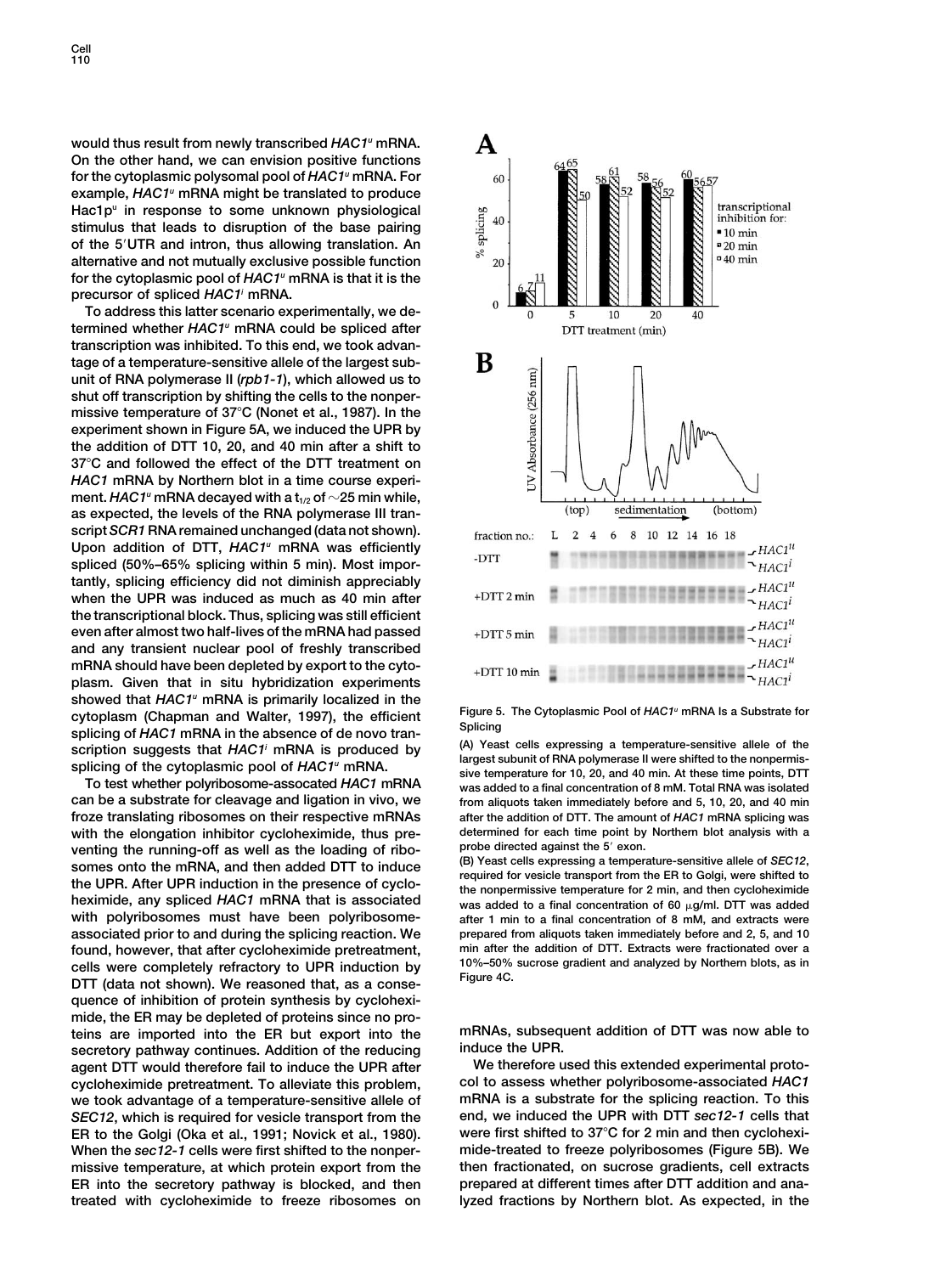would thus result from newly transcribed $HAC1^u$ mRNA. On the other hand, we can envision positive functions for the cytoplasmic polysomal pool of $HAC1^u$ mRNA. For example, $HAC1^u$ mRNA might be translated to produce $Hac1p^u$ in response to some unknown physiological stimulus that leads to disruption of the base pairing of the 5′UTR and intron, thus allowing translation. An alternative and not mutually exclusive possible function for the cytoplasmic pool of $HAC1^u$ mRNA is that it is the precursor of spliced $HAC1^i$ mRNA.

To address this latter scenario experimentally, we determined whether $HAC1^u$ mRNA could be spliced after transcription was inhibited. To this end, we took advantage of a temperature-sensitive allele of the largest subunit of RNA polymerase II (*rpb1-1*), which allowed us to shut off transcription by shifting the cells to the nonpermissive temperature of 37°C (Nonet et al., 1987). In the experiment shown in Figure 5A, we induced the UPR by the addition of DTT 10, 20, and 40 min after a shift to 37°C and followed the effect of the DTT treatment on *HAC1* mRNA by Northern blot in a time course experiment. $HAC1^u$ mRNA decayed with a $t_{1/2}$ of ~25 min while, as expected, the levels of the RNA polymerase III transcript *SCR1* RNA remained unchanged (data not shown). Upon addition of DTT, $HAC1^u$ mRNA was efficiently spliced (50%–65% splicing within 5 min). Most importantly, splicing efficiency did not diminish appreciably when the UPR was induced as much as 40 min after the transcriptional block. Thus, splicing was still efficient even after almost two half-lives of the mRNA had passed and any transient nuclear pool of freshly transcribed mRNA should have been depleted by export to the cytoplasm. Given that in situ hybridization experiments showed that $HAC1^u$ mRNA is primarily localized in the cytoplasm (Chapman and Walter, 1997), the efficient splicing of *HAC1* mRNA in the absence of de novo transcription suggests that $HAC1^i$ mRNA is produced by splicing of the cytoplasmic pool of $HAC1^u$ mRNA.

To test whether polyribosome-assocated *HAC1* mRNA can be a substrate for cleavage and ligation in vivo, we froze translating ribosomes on their respective mRNAs with the elongation inhibitor cycloheximide, thus preventing the running-off as well as the loading of ribosomes onto the mRNA, and then added DTT to induce the UPR. After UPR induction in the presence of cycloheximide, any spliced *HAC1* mRNA that is associated with polyribosomes must have been polyribosome-associated prior to and during the splicing reaction. We found, however, that after cycloheximide pretreatment, cells were completely refractory to UPR induction by DTT (data not shown). We reasoned that, as a consequence of inhibition of protein synthesis by cycloheximide, the ER may be depleted of proteins since no proteins are imported into the ER but export into the secretory pathway continues. Addition of the reducing agent DTT would therefore fail to induce the UPR after cycloheximide pretreatment. To alleviate this problem, we took advantage of a temperature-sensitive allele of *SEC12*, which is required for vesicle transport from the ER to the Golgi (Oka et al., 1991; Novick et al., 1980). When the *sec12-1* cells were first shifted to the nonpermissive temperature, at which protein export from the ER into the secretory pathway is blocked, and then treated with cycloheximide to freeze ribosomes on mRNAs, subsequent addition of DTT was now able to induce the UPR.

We therefore used this extended experimental protocol to assess whether polyribosome-associated *HAC1* mRNA is a substrate for the splicing reaction. To this end, we induced the UPR with DTT *sec12-1* cells that were first shifted to 37°C for 2 min and then cycloheximide-treated to freeze polyribosomes (Figure 5B). We then fractionated, on sucrose gradients, cell extracts prepared at different times after DTT addition and analyzed fractions by Northern blot. As expected, in the

Figure 5. The Cytoplasmic Pool of $HAC1^u$ mRNA Is a Substrate for Splicing

(A) Yeast cells expressing a temperature-sensitive allele of the largest subunit of RNA polymerase II were shifted to the nonpermissive temperature for 10, 20, and 40 min. At these time points, DTT was added to a final concentration of 8 mM. Total RNA was isolated from aliquots taken immediately before and 5, 10, 20, and 40 min after the addition of DTT. The amount of *HAC1* mRNA splicing was determined for each time point by Northern blot analysis with a probe directed against the 5′ exon.

(B) Yeast cells expressing a temperature-sensitive allele of *SEC12*, required for vesicle transport from the ER to Golgi, were shifted to the nonpermissive temperature for 2 min, and then cycloheximide was added to a final concentration of 60 μg/ml. DTT was added after 1 min to a final concentration of 8 mM, and extracts were prepared from aliquots taken immediately before and 2, 5, and 10 min after the addition of DTT. Extracts were fractionated over a 10%–50% sucrose gradient and analyzed by Northern blots, as in Figure 4C.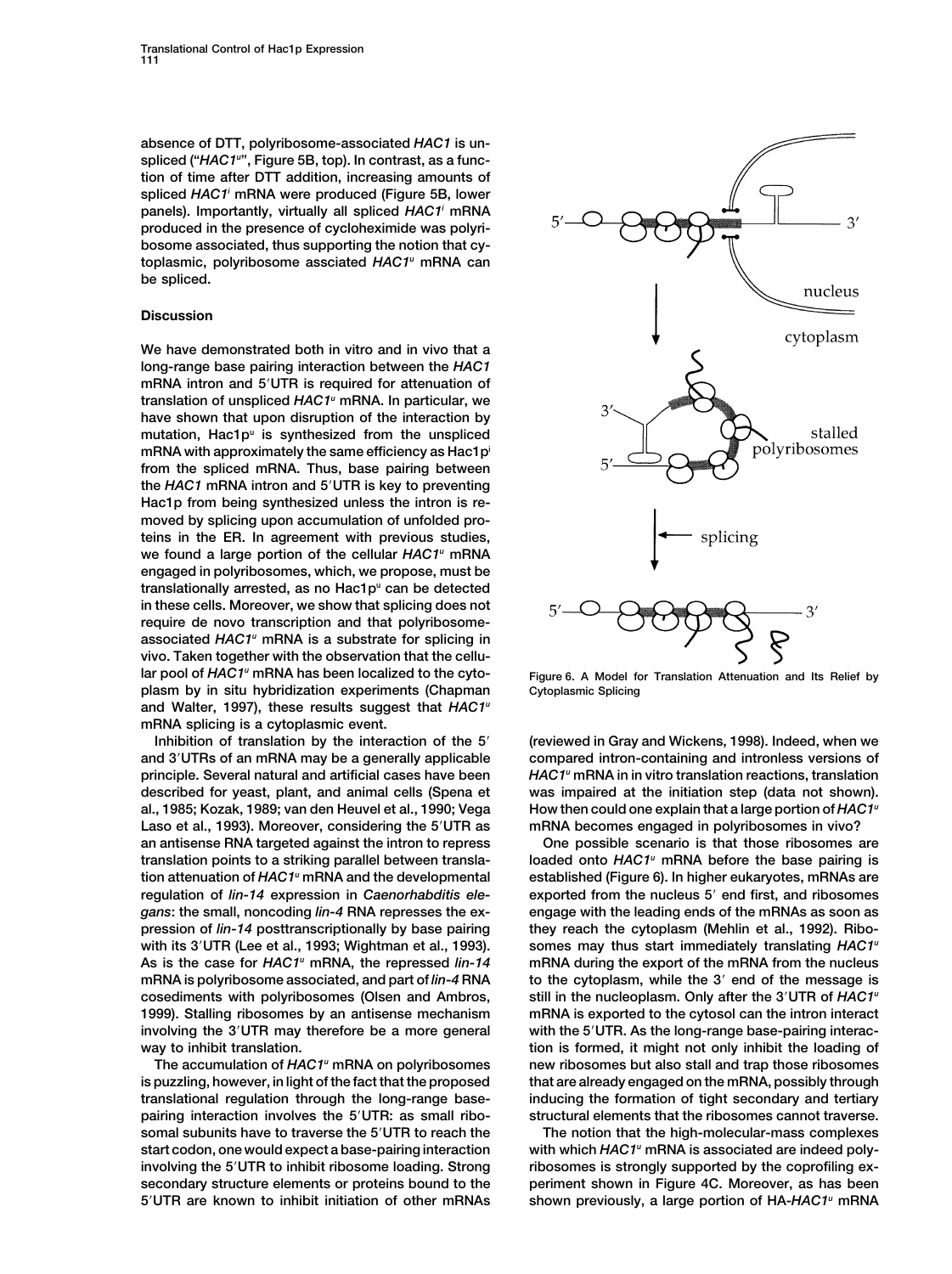absence of DTT, polyribosome-associated *HAC1* is unspliced ("*HAC1$^u$*", Figure 5B, top). In contrast, as a function of time after DTT addition, increasing amounts of spliced *HAC1$^i$* mRNA were produced (Figure 5B, lower panels). Importantly, virtually all spliced *HAC1$^i$* mRNA produced in the presence of cycloheximide was polyribosome associated, thus supporting the notion that cytoplasmic, polyribosome assciated *HAC1$^u$* mRNA can be spliced.

## Discussion

We have demonstrated both in vitro and in vivo that a long-range base pairing interaction between the *HAC1* mRNA intron and 5′UTR is required for attenuation of translation of unspliced *HAC1$^u$* mRNA. In particular, we have shown that upon disruption of the interaction by mutation, Hac1p$^u$ is synthesized from the unspliced mRNA with approximately the same efficiency as Hac1p$^i$ from the spliced mRNA. Thus, base pairing between the *HAC1* mRNA intron and 5′UTR is key to preventing Hac1p from being synthesized unless the intron is removed by splicing upon accumulation of unfolded proteins in the ER. In agreement with previous studies, we found a large portion of the cellular *HAC1$^u$* mRNA engaged in polyribosomes, which, we propose, must be translationally arrested, as no Hac1p$^u$ can be detected in these cells. Moreover, we show that splicing does not require de novo transcription and that polyribosome-associated *HAC1$^u$* mRNA is a substrate for splicing in vivo. Taken together with the observation that the cellular pool of *HAC1$^u$* mRNA has been localized to the cytoplasm by in situ hybridization experiments (Chapman and Walter, 1997), these results suggest that *HAC1$^u$* mRNA splicing is a cytoplasmic event.

Inhibition of translation by the interaction of the 5′ and 3′UTRs of an mRNA may be a generally applicable principle. Several natural and artificial cases have been described for yeast, plant, and animal cells (Spena et al., 1985; Kozak, 1989; van den Heuvel et al., 1990; Vega Laso et al., 1993). Moreover, considering the 5′UTR as an antisense RNA targeted against the intron to repress translation points to a striking parallel between translation attenuation of *HAC1$^u$* mRNA and the developmental regulation of *lin-14* expression in *Caenorhabditis elegans*: the small, noncoding *lin-4* RNA represses the expression of *lin-14* posttranscriptionally by base pairing with its 3′UTR (Lee et al., 1993; Wightman et al., 1993). As is the case for *HAC1$^u$* mRNA, the repressed *lin-14* mRNA is polyribosome associated, and part of *lin-4* RNA cosediments with polyribosomes (Olsen and Ambros, 1999). Stalling ribosomes by an antisense mechanism involving the 3′UTR may therefore be a more general way to inhibit translation.

The accumulation of *HAC1$^u$* mRNA on polyribosomes is puzzling, however, in light of the fact that the proposed translational regulation through the long-range base-pairing interaction involves the 5′UTR: as small ribosomal subunits have to traverse the 5′UTR to reach the start codon, one would expect a base-pairing interaction involving the 5′UTR to inhibit ribosome loading. Strong secondary structure elements or proteins bound to the 5′UTR are known to inhibit initiation of other mRNAs (reviewed in Gray and Wickens, 1998). Indeed, when we compared intron-containing and intronless versions of *HAC1$^u$* mRNA in in vitro translation reactions, translation was impaired at the initiation step (data not shown). How then could one explain that a large portion of *HAC1$^u$* mRNA becomes engaged in polyribosomes in vivo?

One possible scenario is that those ribosomes are loaded onto *HAC1$^u$* mRNA before the base pairing is established (Figure 6). In higher eukaryotes, mRNAs are exported from the nucleus 5′ end first, and ribosomes engage with the leading ends of the mRNAs as soon as they reach the cytoplasm (Mehlin et al., 1992). Ribosomes may thus start immediately translating *HAC1$^u$* mRNA during the export of the mRNA from the nucleus to the cytoplasm, while the 3′ end of the message is still in the nucleoplasm. Only after the 3′UTR of *HAC1$^u$* mRNA is exported to the cytosol can the intron interact with the 5′UTR. As the long-range base-pairing interaction is formed, it might not only inhibit the loading of new ribosomes but also stall and trap those ribosomes that are already engaged on the mRNA, possibly through inducing the formation of tight secondary and tertiary structural elements that the ribosomes cannot traverse.

The notion that the high-molecular-mass complexes with which *HAC1$^u$* mRNA is associated are indeed polyribosomes is strongly supported by the coprofiling experiment shown in Figure 4C. Moreover, as has been shown previously, a large portion of HA-*HAC1$^u$* mRNA

Figure 6. A Model for Translation Attenuation and Its Relief by Cytoplasmic Splicing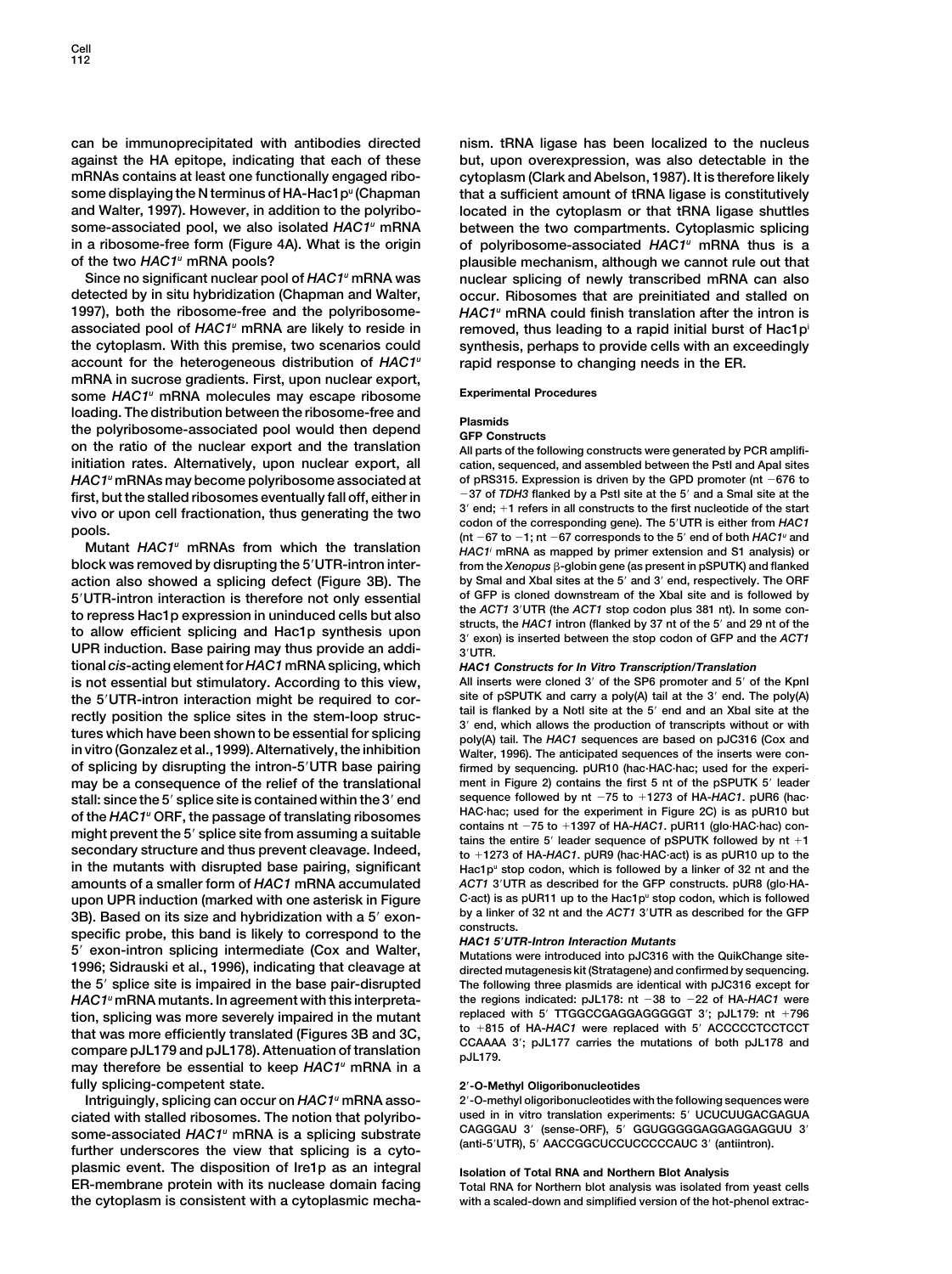can be immunoprecipitated with antibodies directed against the HA epitope, indicating that each of these mRNAs contains at least one functionally engaged ribosome displaying the N terminus of HA-Hac1p$^u$ (Chapman and Walter, 1997). However, in addition to the polyribosome-associated pool, we also isolated *HAC1$^u$* mRNA in a ribosome-free form (Figure 4A). What is the origin of the two *HAC1$^u$* mRNA pools?

Since no significant nuclear pool of *HAC1$^u$* mRNA was detected by in situ hybridization (Chapman and Walter, 1997), both the ribosome-free and the polyribosome-associated pool of *HAC1$^u$* mRNA are likely to reside in the cytoplasm. With this premise, two scenarios could account for the heterogeneous distribution of *HAC1$^u$* mRNA in sucrose gradients. First, upon nuclear export, some *HAC1$^u$* mRNA molecules may escape ribosome loading. The distribution between the ribosome-free and the polyribosome-associated pool would then depend on the ratio of the nuclear export and the translation initiation rates. Alternatively, upon nuclear export, all *HAC1$^u$* mRNAs may become polyribosome associated at first, but the stalled ribosomes eventually fall off, either in vivo or upon cell fractionation, thus generating the two pools.

Mutant *HAC1$^u$* mRNAs from which the translation block was removed by disrupting the 5′UTR-intron interaction also showed a splicing defect (Figure 3B). The 5′UTR-intron interaction is therefore not only essential to repress Hac1p expression in uninduced cells but also to allow efficient splicing and Hac1p synthesis upon UPR induction. Base pairing may thus provide an additional *cis*-acting element for *HAC1* mRNA splicing, which is not essential but stimulatory. According to this view, the 5′UTR-intron interaction might be required to correctly position the splice sites in the stem-loop structures which have been shown to be essential for splicing in vitro (Gonzalez et al., 1999). Alternatively, the inhibition of splicing by disrupting the intron-5′UTR base pairing may be a consequence of the relief of the translational stall: since the 5′ splice site is contained within the 3′ end of the *HAC1$^u$* ORF, the passage of translating ribosomes might prevent the 5′ splice site from assuming a suitable secondary structure and thus prevent cleavage. Indeed, in the mutants with disrupted base pairing, significant amounts of a smaller form of *HAC1* mRNA accumulated upon UPR induction (marked with one asterisk in Figure 3B). Based on its size and hybridization with a 5′ exon-specific probe, this band is likely to correspond to the 5′ exon-intron splicing intermediate (Cox and Walter, 1996; Sidrauski et al., 1996), indicating that cleavage at the 5′ splice site is impaired in the base pair-disrupted *HAC1$^u$* mRNA mutants. In agreement with this interpretation, splicing was more severely impaired in the mutant that was more efficiently translated (Figures 3B and 3C, compare pJL179 and pJL178). Attenuation of translation may therefore be essential to keep *HAC1$^u$* mRNA in a fully splicing-competent state.

Intriguingly, splicing can occur on *HAC1$^u$* mRNA associated with stalled ribosomes. The notion that polyribosome-associated *HAC1$^u$* mRNA is a splicing substrate further underscores the view that splicing is a cytoplasmic event. The disposition of Ire1p as an integral ER-membrane protein with its nuclease domain facing the cytoplasm is consistent with a cytoplasmic mechanism. tRNA ligase has been localized to the nucleus but, upon overexpression, was also detectable in the cytoplasm (Clark and Abelson, 1987). It is therefore likely that a sufficient amount of tRNA ligase is constitutively located in the cytoplasm or that tRNA ligase shuttles between the two compartments. Cytoplasmic splicing of polyribosome-associated *HAC1$^u$* mRNA thus is a plausible mechanism, although we cannot rule out that nuclear splicing of newly transcribed mRNA can also occur. Ribosomes that are preinitiated and stalled on *HAC1$^u$* mRNA could finish translation after the intron is removed, thus leading to a rapid initial burst of Hac1p$^i$ synthesis, perhaps to provide cells with an exceedingly rapid response to changing needs in the ER.

## Experimental Procedures

### Plasmids

#### GFP Constructs

All parts of the following constructs were generated by PCR amplification, sequenced, and assembled between the PstI and ApaI sites of pRS315. Expression is driven by the GPD promoter (nt −676 to −37 of *TDH3* flanked by a PstI site at the 5′ and a SmaI site at the 3′ end; +1 refers in all constructs to the first nucleotide of the start codon of the corresponding gene). The 5′UTR is either from *HAC1* (nt −67 to −1; nt −67 corresponds to the 5′ end of both *HAC1$^u$* and *HAC1$^i$* mRNA as mapped by primer extension and S1 analysis) or from the *Xenopus* β-globin gene (as present in pSPUTK) and flanked by SmaI and XbaI sites at the 5′ and 3′ end, respectively. The ORF of GFP is cloned downstream of the XbaI site and is followed by the *ACT1* 3′UTR (the *ACT1* stop codon plus 381 nt). In some constructs, the *HAC1* intron (flanked by 37 nt of the 5′ and 29 nt of the 3′ exon) is inserted between the stop codon of GFP and the *ACT1* 3′UTR.

#### HAC1 Constructs for In Vitro Transcription/Translation

All inserts were cloned 3′ of the SP6 promoter and 5′ of the KpnI site of pSPUTK and carry a poly(A) tail at the 3′ end. The poly(A) tail is flanked by a NotI site at the 5′ end and an XbaI site at the 3′ end, which allows the production of transcripts without or with poly(A) tail. The *HAC1* sequences are based on pJC316 (Cox and Walter, 1996). The anticipated sequences of the inserts were confirmed by sequencing. pUR10 (hac·HAC·hac; used for the experiment in Figure 2) contains the first 5 nt of the pSPUTK 5′ leader sequence followed by nt −75 to +1273 of HA-*HAC1*. pUR6 (hac·HAC·hac; used for the experiment in Figure 2C) is as pUR10 but contains nt −75 to +1397 of HA-*HAC1*. pUR11 (glo·HAC·hac) contains the entire 5′ leader sequence of pSPUTK followed by nt +1 to +1273 of HA-*HAC1*. pUR9 (hac·HAC·act) is as pUR10 up to the Hac1p$^u$ stop codon, which is followed by a linker of 32 nt and the *ACT1* 3′UTR as described for the GFP constructs. pUR8 (glo·HA-C·act) is as pUR11 up to the Hac1p$^u$ stop codon, which is followed by a linker of 32 nt and the *ACT1* 3′UTR as described for the GFP constructs.

#### HAC1 5′UTR-Intron Interaction Mutants

Mutations were introduced into pJC316 with the QuikChange site-directed mutagenesis kit (Stratagene) and confirmed by sequencing. The following three plasmids are identical with pJC316 except for the regions indicated: pJL178: nt −38 to −22 of HA-*HAC1* were replaced with 5′ TTGGCCGAGGAGGGGGT 3′; pJL179: nt +796 to +815 of HA-*HAC1* were replaced with 5′ ACCCCCTCCTCCTCCAAAA 3′; pJL177 carries the mutations of both pJL178 and pJL179.

### 2′-O-Methyl Oligoribonucleotides

2′-O-methyl oligoribonucleotides with the following sequences were used in in vitro translation experiments: 5′ UCUCUUGACGAGUACAGGGAU 3′ (sense-ORF), 5′ GGUGGGGGAGGAGGAGGUU 3′ (anti-5′UTR), 5′ AACCGGCUCCUCCCCCAUC 3′ (antiintron).

### Isolation of Total RNA and Northern Blot Analysis

Total RNA for Northern blot analysis was isolated from yeast cells with a scaled-down and simplified version of the hot-phenol extrac-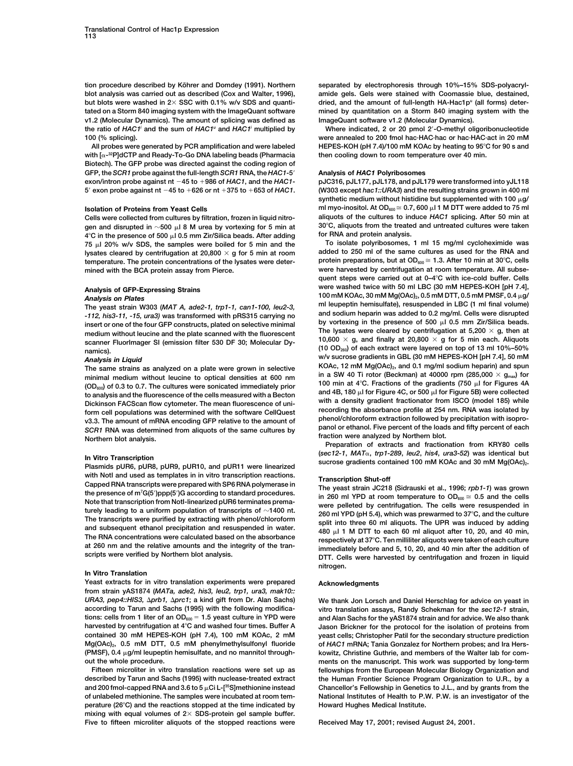tion procedure described by Köhrer and Domdey (1991). Northern blot analysis was carried out as described (Cox and Walter, 1996), but blots were washed in 2× SSC with 0.1% w/v SDS and quantitated on a Storm 840 imaging system with the ImageQuant software v1.2 (Molecular Dynamics). The amount of splicing was defined as the ratio of *HAC1*$^i$ and the sum of *HAC1*$^u$ and *HAC1*$^i$ multiplied by 100 (% splicing).

All probes were generated by PCR amplification and were labeled with [α-$^{32}$P]dCTP and Ready-To-Go DNA labeling beads (Pharmacia Biotech). The GFP probe was directed against the coding region of GFP, the *SCR1* probe against the full-length *SCR1* RNA, the *HAC1*-5′ exon/intron probe against nt −45 to +986 of *HAC1*, and the *HAC1*-5′ exon probe against nt −45 to +626 or nt +375 to +653 of *HAC1*.

## Isolation of Proteins from Yeast Cells

Cells were collected from cultures by filtration, frozen in liquid nitrogen and disrupted in ~500 μl 8 M urea by vortexing for 5 min at 4°C in the presence of 500 μl 0.5 mm Zir/Silica beads. After adding 75 μl 20% w/v SDS, the samples were boiled for 5 min and the lysates cleared by centrifugation at 20,800 × g for 5 min at room temperature. The protein concentrations of the lysates were determined with the BCA protein assay from Pierce.

## Analysis of GFP-Expressing Strains

### *Analysis on Plates*

The yeast strain W303 (*MAT A, ade2-1, trp1-1, can1-100, leu2-3, -112, his3-11, -15, ura3*) was transformed with pRS315 carrying no insert or one of the four GFP constructs, plated on selective minimal medium without leucine and the plate scanned with the fluorescent scanner FluorImager SI (emission filter 530 DF 30; Molecular Dynamics).

### *Analysis in Liquid*

The same strains as analyzed on a plate were grown in selective minimal medium without leucine to optical densities at 600 nm ($OD_{600}$) of 0.3 to 0.7. The cultures were sonicated immediately prior to analysis and the fluorescence of the cells measured with a Becton Dickinson FACScan flow cytometer. The mean fluorescence of uniform cell populations was determined with the software CellQuest v3.3. The amount of mRNA encoding GFP relative to the amount of *SCR1* RNA was determined from aliquots of the same cultures by Northern blot analysis.

## In Vitro Transcription

Plasmids pUR6, pUR8, pUR9, pUR10, and pUR11 were linearized with NotI and used as templates in in vitro transcription reactions. Capped RNA transcripts were prepared with SP6 RNA polymerase in the presence of m$^7$G(5′)ppp(5′)G according to standard procedures. Note that transcription from NotI-linearized pUR6 terminates prematurely leading to a uniform population of transcripts of ~1400 nt. The transcripts were purified by extracting with phenol/chloroform and subsequent ethanol precipitation and resuspended in water. The RNA concentrations were calculated based on the absorbance at 260 nm and the relative amounts and the integrity of the transcripts were verified by Northern blot analysis.

## In Vitro Translation

Yeast extracts for in vitro translation experiments were prepared from strain yAS1874 (*MATa, ade2, his3, leu2, trp1, ura3, mak10::URA3, pep4::HIS3, Δprb1, Δprc1*; a kind gift from Dr. Alan Sachs) according to Tarun and Sachs (1995) with the following modifications: cells from 1 liter of an $OD_{600}$ = 1.5 yeast culture in YPD were harvested by centrifugation at 4°C and washed four times. Buffer A contained 30 mM HEPES-KOH (pH 7.4), 100 mM KOAc, 2 mM $Mg(OAc)_2$, 0.5 mM DTT, 0.5 mM phenylmethylsulfonyl fluoride (PMSF), 0.4 μg/ml leupeptin hemisulfate, and no mannitol throughout the whole procedure.

Fifteen microliter in vitro translation reactions were set up as described by Tarun and Sachs (1995) with nuclease-treated extract and 200 fmol-capped RNA and 3.6 to 5 μCi L-[$^{35}$S]methionine instead of unlabeled methionine. The samples were incubated at room temperature (26°C) and the reactions stopped at the time indicated by mixing with equal volumes of 2× SDS-protein gel sample buffer. Five to fifteen microliter aliquots of the stopped reactions were separated by electrophoresis through 10%–15% SDS-polyacrylamide gels. Gels were stained with Coomassie blue, destained, dried, and the amount of full-length HA-Hac1p$^u$ (all forms) determined by quantitation on a Storm 840 imaging system with the ImageQuant software v1.2 (Molecular Dynamics).

Where indicated, 2 or 20 pmol 2′-O-methyl oligoribonucleotide were annealed to 200 fmol hac·HAC·hac or hac·HAC·act in 20 mM HEPES-KOH (pH 7.4)/100 mM KOAc by heating to 95°C for 90 s and then cooling down to room temperature over 40 min.

## Analysis of *HAC1* Polyribosomes

pJC316, pJL177, pJL178, and pJL179 were transformed into yJL118 (W303 except *hac1::URA3*) and the resulting strains grown in 400 ml synthetic medium without histidine but supplemented with 100 μg/ml myo-inositol. At $OD_{600}$ ≅ 0.7, 600 μl 1 M DTT were added to 75 ml aliquots of the cultures to induce *HAC1* splicing. After 50 min at 30°C, aliquots from the treated and untreated cultures were taken for RNA and protein analysis.

To isolate polyribosomes, 1 ml 15 mg/ml cycloheximide was added to 250 ml of the same cultures as used for the RNA and protein preparations, but at $OD_{600}$ ≅ 1.3. After 10 min at 30°C, cells were harvested by centrifugation at room temperature. All subsequent steps were carried out at 0–4°C with ice-cold buffer. Cells were washed twice with 50 ml LBC (30 mM HEPES-KOH [pH 7.4], 100 mM KOAc, 30 mM $Mg(OAc)_2$, 0.5 mM DTT, 0.5 mM PMSF, 0.4 μg/ml leupeptin hemisulfate), resuspended in LBC (1 ml final volume) and sodium heparin was added to 0.2 mg/ml. Cells were disrupted by vortexing in the presence of 500 μl 0.5 mm Zir/Silica beads. The lysates were cleared by centrifugation at 5,200 × g, then at 10,600 × g, and finally at 20,800 × g for 5 min each. Aliquots (10 $OD_{260}$) of each extract were layered on top of 13 ml 10%–50% w/v sucrose gradients in GBL (30 mM HEPES-KOH [pH 7.4], 50 mM KOAc, 12 mM $Mg(OAc)_2$, and 0.1 mg/ml sodium heparin) and spun in a SW 40 Ti rotor (Beckman) at 40000 rpm (285,000 × $g_{max}$) for 100 min at 4°C. Fractions of the gradients (750 μl for Figures 4A and 4B, 180 μl for Figure 4C, or 500 μl for Figure 5B) were collected with a density gradient fractionator from ISCO (model 185) while recording the absorbance profile at 254 nm. RNA was isolated by phenol/chloroform extraction followed by precipitation with isopropanol or ethanol. Five percent of the loads and fifty percent of each fraction were analyzed by Northern blot.

Preparation of extracts and fractionation from KRY80 cells (*sec12-1*, *MATα*, *trp1-289*, *leu2*, *his4*, *ura3-52*) was identical but sucrose gradients contained 100 mM KOAc and 30 mM $Mg(OAc)_2$.

## Transcription Shut-off

The yeast strain JC218 (Sidrauski et al., 1996; *rpb1-1*) was grown in 260 ml YPD at room temperature to $OD_{600}$ ≅ 0.5 and the cells were pelleted by centrifugation. The cells were resuspended in 260 ml YPD (pH 5.4), which was prewarmed to 37°C, and the culture split into three 60 ml aliquots. The UPR was induced by adding 480 μl 1 M DTT to each 60 ml aliquot after 10, 20, and 40 min, respectively at 37°C. Ten milliliter aliquots were taken of each culture immediately before and 5, 10, 20, and 40 min after the addition of DTT. Cells were harvested by centrifugation and frozen in liquid nitrogen.

## Acknowledgments

We thank Jon Lorsch and Daniel Herschlag for advice on yeast in vitro translation assays, Randy Schekman for the *sec12-1* strain, and Alan Sachs for the yAS1874 strain and for advice. We also thank Jason Brickner for the protocol for the isolation of proteins from yeast cells; Christopher Patil for the secondary structure prediction of *HAC1* mRNA; Tania Gonzalez for Northern probes; and Ira Herskowitz, Christine Guthrie, and members of the Walter lab for comments on the manuscript. This work was supported by long-term fellowships from the European Molecular Biology Organization and the Human Frontier Science Program Organization to U.R., by a Chancellor's Fellowship in Genetics to J.L., and by grants from the National Institutes of Health to P.W. P.W. is an investigator of the Howard Hughes Medical Institute.

Received May 17, 2001; revised August 24, 2001.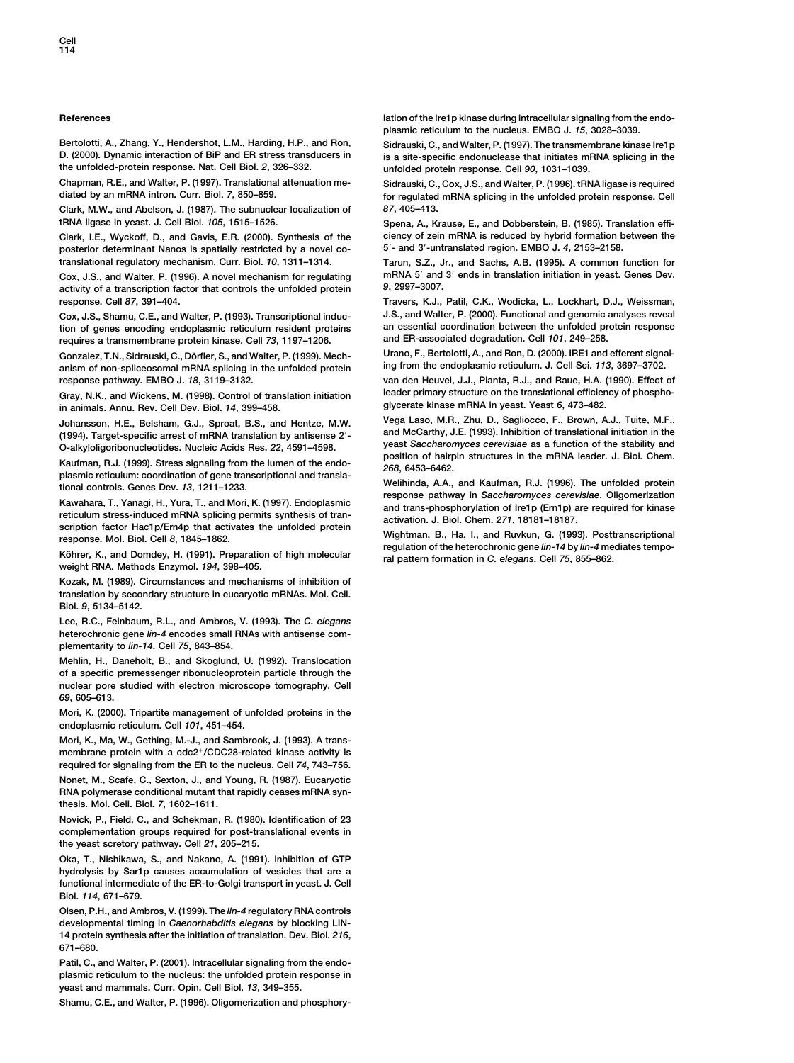## References

Bertolotti, A., Zhang, Y., Hendershot, L.M., Harding, H.P., and Ron, D. (2000). Dynamic interaction of BiP and ER stress transducers in the unfolded-protein response. Nat. Cell Biol. *2*, 326–332.

Chapman, R.E., and Walter, P. (1997). Translational attenuation mediated by an mRNA intron. Curr. Biol. *7*, 850–859.

Clark, M.W., and Abelson, J. (1987). The subnuclear localization of tRNA ligase in yeast. J. Cell Biol. *105*, 1515–1526.

Clark, I.E., Wyckoff, D., and Gavis, E.R. (2000). Synthesis of the posterior determinant Nanos is spatially restricted by a novel cotranslational regulatory mechanism. Curr. Biol. *10*, 1311–1314.

Cox, J.S., and Walter, P. (1996). A novel mechanism for regulating activity of a transcription factor that controls the unfolded protein response. Cell *87*, 391–404.

Cox, J.S., Shamu, C.E., and Walter, P. (1993). Transcriptional induction of genes encoding endoplasmic reticulum resident proteins requires a transmembrane protein kinase. Cell *73*, 1197–1206.

Gonzalez, T.N., Sidrauski, C., Dörfler, S., and Walter, P. (1999). Mechanism of non-spliceosomal mRNA splicing in the unfolded protein response pathway. EMBO J. *18*, 3119–3132.

Gray, N.K., and Wickens, M. (1998). Control of translation initiation in animals. Annu. Rev. Cell Dev. Biol. *14*, 399–458.

Johansson, H.E., Belsham, G.J., Sproat, B.S., and Hentze, M.W. (1994). Target-specific arrest of mRNA translation by antisense 2′-O-alkyloligoribonucleotides. Nucleic Acids Res. *22*, 4591–4598.

Kaufman, R.J. (1999). Stress signaling from the lumen of the endoplasmic reticulum: coordination of gene transcriptional and translational controls. Genes Dev. *13*, 1211–1233.

Kawahara, T., Yanagi, H., Yura, T., and Mori, K. (1997). Endoplasmic reticulum stress-induced mRNA splicing permits synthesis of transcription factor Hac1p/Ern4p that activates the unfolded protein response. Mol. Biol. Cell *8*, 1845–1862.

Köhrer, K., and Domdey, H. (1991). Preparation of high molecular weight RNA. Methods Enzymol. *194*, 398–405.

Kozak, M. (1989). Circumstances and mechanisms of inhibition of translation by secondary structure in eucaryotic mRNAs. Mol. Cell. Biol. *9*, 5134–5142.

Lee, R.C., Feinbaum, R.L., and Ambros, V. (1993). The *C. elegans* heterochronic gene *lin-4* encodes small RNAs with antisense complementarity to *lin-14*. Cell *75*, 843–854.

Mehlin, H., Daneholt, B., and Skoglund, U. (1992). Translocation of a specific premessenger ribonucleoprotein particle through the nuclear pore studied with electron microscope tomography. Cell *69*, 605–613.

Mori, K. (2000). Tripartite management of unfolded proteins in the endoplasmic reticulum. Cell *101*, 451–454.

Mori, K., Ma, W., Gething, M.-J., and Sambrook, J. (1993). A transmembrane protein with a cdc2$^{+}$/CDC28-related kinase activity is required for signaling from the ER to the nucleus. Cell *74*, 743–756.

Nonet, M., Scafe, C., Sexton, J., and Young, R. (1987). Eucaryotic RNA polymerase conditional mutant that rapidly ceases mRNA synthesis. Mol. Cell. Biol. *7*, 1602–1611.

Novick, P., Field, C., and Schekman, R. (1980). Identification of 23 complementation groups required for post-translational events in the yeast scretory pathway. Cell *21*, 205–215.

Oka, T., Nishikawa, S., and Nakano, A. (1991). Inhibition of GTP hydrolysis by Sar1p causes accumulation of vesicles that are a functional intermediate of the ER-to-Golgi transport in yeast. J. Cell Biol. *114*, 671–679.

Olsen, P.H., and Ambros, V. (1999). The *lin-4* regulatory RNA controls developmental timing in *Caenorhabditis elegans* by blocking LIN-14 protein synthesis after the initiation of translation. Dev. Biol. *216*, 671–680.

Patil, C., and Walter, P. (2001). Intracellular signaling from the endoplasmic reticulum to the nucleus: the unfolded protein response in yeast and mammals. Curr. Opin. Cell Biol. *13*, 349–355.

Shamu, C.E., and Walter, P. (1996). Oligomerization and phosphorylation of the Ire1p kinase during intracellular signaling from the endoplasmic reticulum to the nucleus. EMBO J. *15*, 3028–3039.

Sidrauski, C., and Walter, P. (1997). The transmembrane kinase Ire1p is a site-specific endonuclease that initiates mRNA splicing in the unfolded protein response. Cell *90*, 1031–1039.

Sidrauski, C., Cox, J.S., and Walter, P. (1996). tRNA ligase is required for regulated mRNA splicing in the unfolded protein response. Cell *87*, 405–413.

Spena, A., Krause, E., and Dobberstein, B. (1985). Translation efficiency of zein mRNA is reduced by hybrid formation between the 5′- and 3′-untranslated region. EMBO J. *4*, 2153–2158.

Tarun, S.Z., Jr., and Sachs, A.B. (1995). A common function for mRNA 5′ and 3′ ends in translation initiation in yeast. Genes Dev. *9*, 2997–3007.

Travers, K.J., Patil, C.K., Wodicka, L., Lockhart, D.J., Weissman, J.S., and Walter, P. (2000). Functional and genomic analyses reveal an essential coordination between the unfolded protein response and ER-associated degradation. Cell *101*, 249–258.

Urano, F., Bertolotti, A., and Ron, D. (2000). IRE1 and efferent signaling from the endoplasmic reticulum. J. Cell Sci. *113*, 3697–3702.

van den Heuvel, J.J., Planta, R.J., and Raue, H.A. (1990). Effect of leader primary structure on the translational efficiency of phosphoglycerate kinase mRNA in yeast. Yeast *6*, 473–482.

Vega Laso, M.R., Zhu, D., Sagliocco, F., Brown, A.J., Tuite, M.F., and McCarthy, J.E. (1993). Inhibition of translational initiation in the yeast *Saccharomyces cerevisiae* as a function of the stability and position of hairpin structures in the mRNA leader. J. Biol. Chem. *268*, 6453–6462.

Welihinda, A.A., and Kaufman, R.J. (1996). The unfolded protein response pathway in *Saccharomyces cerevisiae*. Oligomerization and trans-phosphorylation of Ire1p (Ern1p) are required for kinase activation. J. Biol. Chem. *271*, 18181–18187.

Wightman, B., Ha, I., and Ruvkun, G. (1993). Posttranscriptional regulation of the heterochronic gene *lin-14* by *lin-4* mediates temporal pattern formation in *C. elegans*. Cell *75*, 855–862.